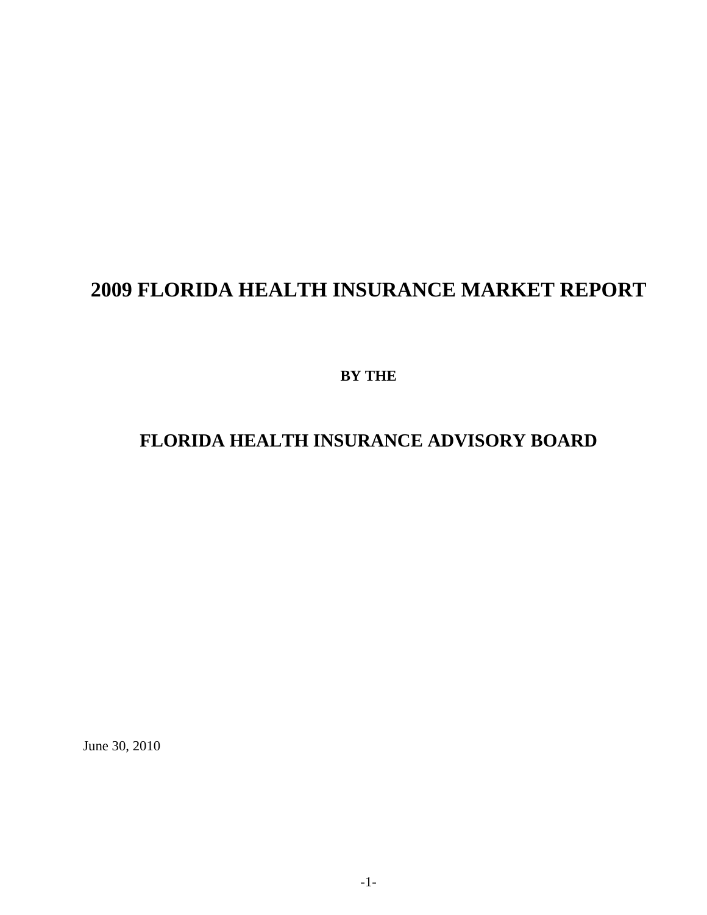# 2009 FLORIDA HEALTH INSURANCE MARKET REPORT

**BY THE**

## FLORIDA HEALTH INSURANCE ADVISORY BOARD

June 30, 2010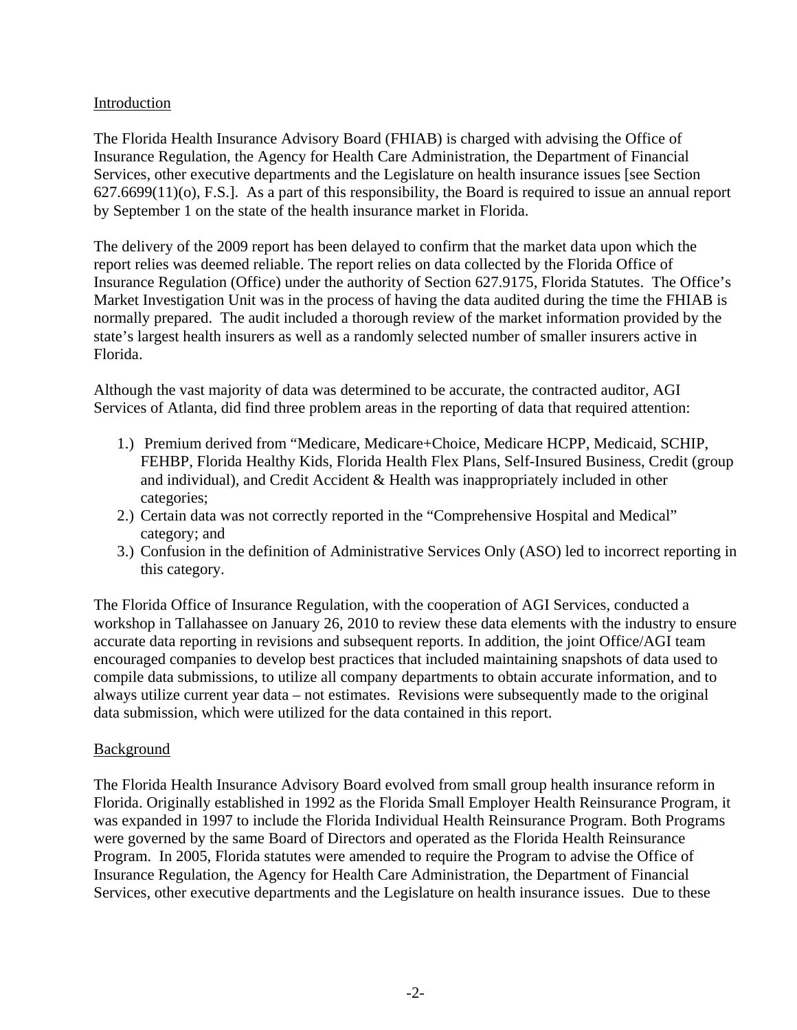## Introduction

The Florida Health Insurance Advisory Board (FHIAB) is charged with advising the Office of Insurance Regulation, the Agency for Health Care Administration, the Department of Financial Services, other executive departments and the Legislature on health insurance issues [see Section 627.6699(11)(o), F.S.]. As a part of this responsibility, the Board is required to issue an annual report by September 1 on the state of the health insurance market in Florida.

The delivery of the 2009 report has been delayed to confirm that the market data upon which the report relies was deemed reliable. The report relies on data collected by the Florida Office of Insurance Regulation (Office) under the authority of Section 627.9175, Florida Statutes. The Office's Market Investigation Unit was in the process of having the data audited during the time the FHIAB is normally prepared. The audit included a thorough review of the market information provided by the state's largest health insurers as well as a randomly selected number of smaller insurers active in Florida.

Although the vast majority of data was determined to be accurate, the contracted auditor, AGI Services of Atlanta, did find three problem areas in the reporting of data that required attention:

1.) Premium derived from "Medicare, Medicare+Choice, Medicare HCPP, Medicaid, SCHIP, FEHBP, Florida Healthy Kids, Florida Health Flex Plans, Self-Insured Business, Credit (group and individual), and Credit Accident & Health was inappropriately included in other categories;
2.) Certain data was not correctly reported in the "Comprehensive Hospital and Medical" category; and
3.) Confusion in the definition of Administrative Services Only (ASO) led to incorrect reporting in this category.

The Florida Office of Insurance Regulation, with the cooperation of AGI Services, conducted a workshop in Tallahassee on January 26, 2010 to review these data elements with the industry to ensure accurate data reporting in revisions and subsequent reports. In addition, the joint Office/AGI team encouraged companies to develop best practices that included maintaining snapshots of data used to compile data submissions, to utilize all company departments to obtain accurate information, and to always utilize current year data – not estimates. Revisions were subsequently made to the original data submission, which were utilized for the data contained in this report.

## Background

The Florida Health Insurance Advisory Board evolved from small group health insurance reform in Florida. Originally established in 1992 as the Florida Small Employer Health Reinsurance Program, it was expanded in 1997 to include the Florida Individual Health Reinsurance Program. Both Programs were governed by the same Board of Directors and operated as the Florida Health Reinsurance Program. In 2005, Florida statutes were amended to require the Program to advise the Office of Insurance Regulation, the Agency for Health Care Administration, the Department of Financial Services, other executive departments and the Legislature on health insurance issues. Due to these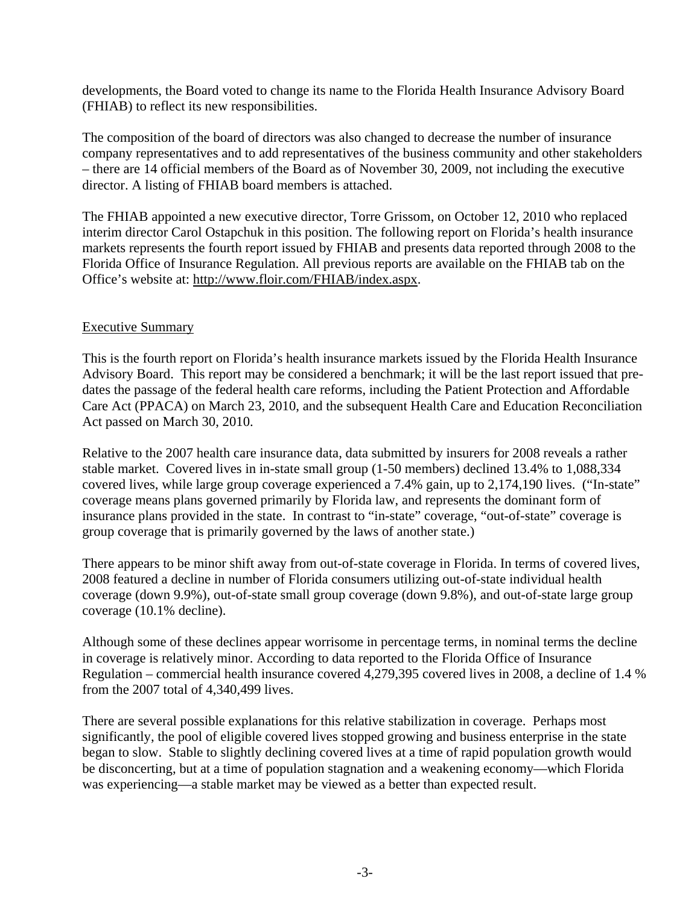developments, the Board voted to change its name to the Florida Health Insurance Advisory Board (FHIAB) to reflect its new responsibilities.

The composition of the board of directors was also changed to decrease the number of insurance company representatives and to add representatives of the business community and other stakeholders – there are 14 official members of the Board as of November 30, 2009, not including the executive director. A listing of FHIAB board members is attached.

The FHIAB appointed a new executive director, Torre Grissom, on October 12, 2010 who replaced interim director Carol Ostapchuk in this position. The following report on Florida's health insurance markets represents the fourth report issued by FHIAB and presents data reported through 2008 to the Florida Office of Insurance Regulation. All previous reports are available on the FHIAB tab on the Office's website at: http://www.floir.com/FHIAB/index.aspx.

## Executive Summary

This is the fourth report on Florida's health insurance markets issued by the Florida Health Insurance Advisory Board. This report may be considered a benchmark; it will be the last report issued that pre-dates the passage of the federal health care reforms, including the Patient Protection and Affordable Care Act (PPACA) on March 23, 2010, and the subsequent Health Care and Education Reconciliation Act passed on March 30, 2010.

Relative to the 2007 health care insurance data, data submitted by insurers for 2008 reveals a rather stable market. Covered lives in in-state small group (1-50 members) declined 13.4% to 1,088,334 covered lives, while large group coverage experienced a 7.4% gain, up to 2,174,190 lives. ("In-state" coverage means plans governed primarily by Florida law, and represents the dominant form of insurance plans provided in the state. In contrast to "in-state" coverage, "out-of-state" coverage is group coverage that is primarily governed by the laws of another state.)

There appears to be minor shift away from out-of-state coverage in Florida. In terms of covered lives, 2008 featured a decline in number of Florida consumers utilizing out-of-state individual health coverage (down 9.9%), out-of-state small group coverage (down 9.8%), and out-of-state large group coverage (10.1% decline).

Although some of these declines appear worrisome in percentage terms, in nominal terms the decline in coverage is relatively minor. According to data reported to the Florida Office of Insurance Regulation – commercial health insurance covered 4,279,395 covered lives in 2008, a decline of 1.4 % from the 2007 total of 4,340,499 lives.

There are several possible explanations for this relative stabilization in coverage. Perhaps most significantly, the pool of eligible covered lives stopped growing and business enterprise in the state began to slow. Stable to slightly declining covered lives at a time of rapid population growth would be disconcerting, but at a time of population stagnation and a weakening economy—which Florida was experiencing—a stable market may be viewed as a better than expected result.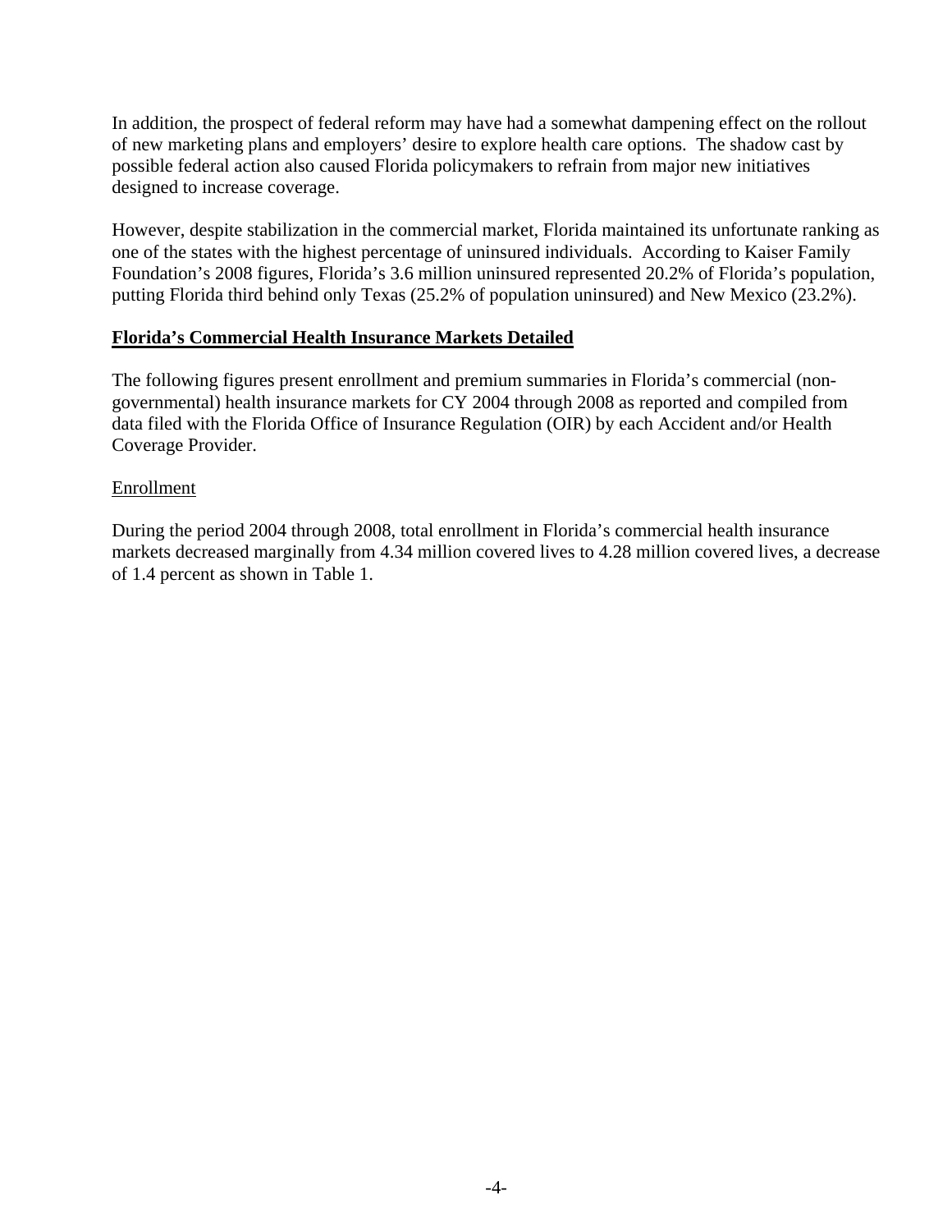In addition, the prospect of federal reform may have had a somewhat dampening effect on the rollout of new marketing plans and employers' desire to explore health care options. The shadow cast by possible federal action also caused Florida policymakers to refrain from major new initiatives designed to increase coverage.

However, despite stabilization in the commercial market, Florida maintained its unfortunate ranking as one of the states with the highest percentage of uninsured individuals. According to Kaiser Family Foundation's 2008 figures, Florida's 3.6 million uninsured represented 20.2% of Florida's population, putting Florida third behind only Texas (25.2% of population uninsured) and New Mexico (23.2%).

## Florida's Commercial Health Insurance Markets Detailed

The following figures present enrollment and premium summaries in Florida's commercial (non-governmental) health insurance markets for CY 2004 through 2008 as reported and compiled from data filed with the Florida Office of Insurance Regulation (OIR) by each Accident and/or Health Coverage Provider.

### Enrollment

During the period 2004 through 2008, total enrollment in Florida's commercial health insurance markets decreased marginally from 4.34 million covered lives to 4.28 million covered lives, a decrease of 1.4 percent as shown in Table 1.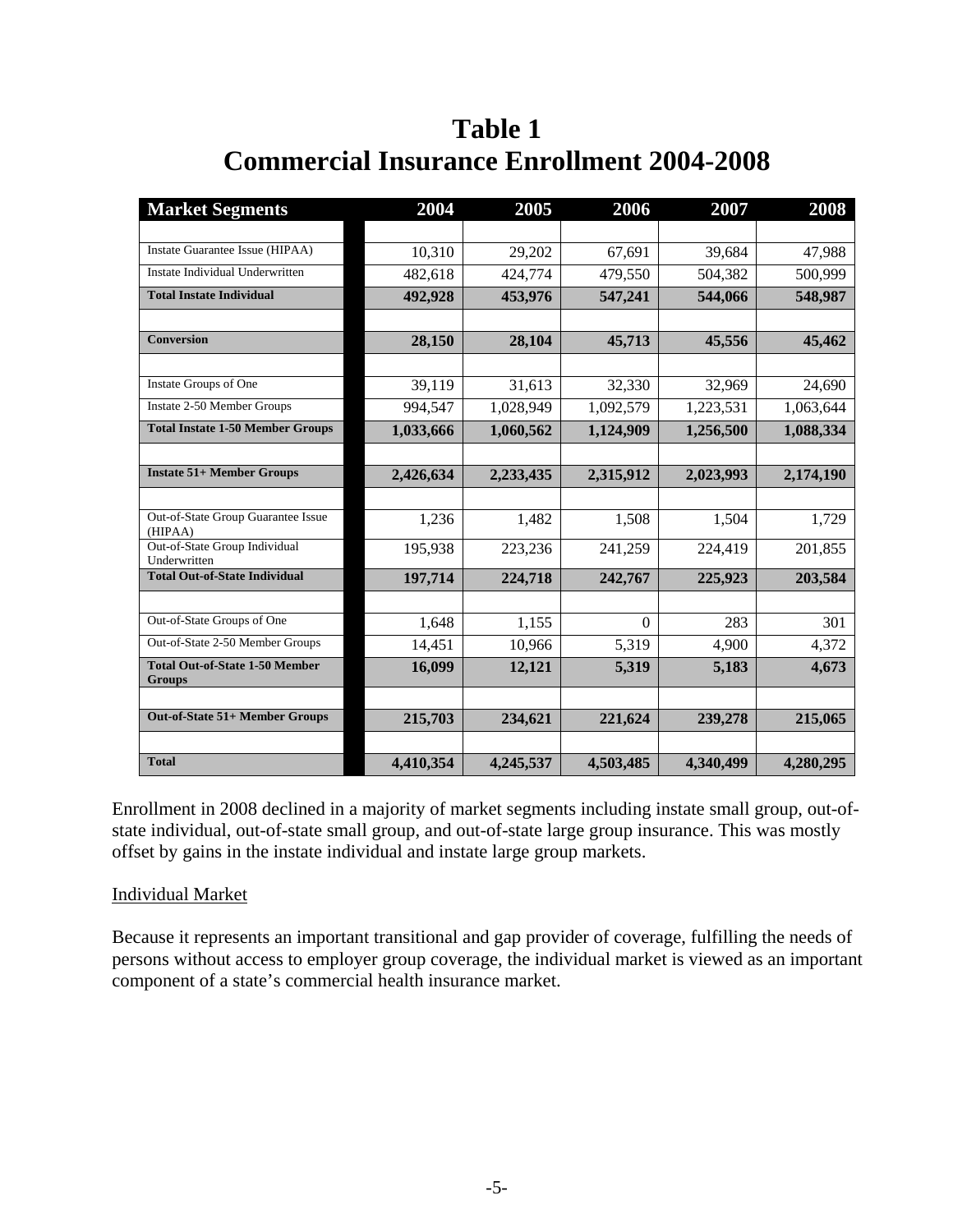# Table 1
# Commercial Insurance Enrollment 2004-2008

| Market Segments | 2004 | 2005 | 2006 | 2007 | 2008 |
|---|---|---|---|---|---|
| | | | | | |
| Instate Guarantee Issue (HIPAA) | 10,310 | 29,202 | 67,691 | 39,684 | 47,988 |
| Instate Individual Underwritten | 482,618 | 424,774 | 479,550 | 504,382 | 500,999 |
| **Total Instate Individual** | **492,928** | **453,976** | **547,241** | **544,066** | **548,987** |
| | | | | | |
| **Conversion** | **28,150** | **28,104** | **45,713** | **45,556** | **45,462** |
| | | | | | |
| Instate Groups of One | 39,119 | 31,613 | 32,330 | 32,969 | 24,690 |
| Instate 2-50 Member Groups | 994,547 | 1,028,949 | 1,092,579 | 1,223,531 | 1,063,644 |
| **Total Instate 1-50 Member Groups** | **1,033,666** | **1,060,562** | **1,124,909** | **1,256,500** | **1,088,334** |
| | | | | | |
| **Instate 51+ Member Groups** | **2,426,634** | **2,233,435** | **2,315,912** | **2,023,993** | **2,174,190** |
| | | | | | |
| Out-of-State Group Guarantee Issue (HIPAA) | 1,236 | 1,482 | 1,508 | 1,504 | 1,729 |
| Out-of-State Group Individual Underwritten | 195,938 | 223,236 | 241,259 | 224,419 | 201,855 |
| **Total Out-of-State Individual** | **197,714** | **224,718** | **242,767** | **225,923** | **203,584** |
| | | | | | |
| Out-of-State Groups of One | 1,648 | 1,155 | 0 | 283 | 301 |
| Out-of-State 2-50 Member Groups | 14,451 | 10,966 | 5,319 | 4,900 | 4,372 |
| **Total Out-of-State 1-50 Member Groups** | **16,099** | **12,121** | **5,319** | **5,183** | **4,673** |
| | | | | | |
| **Out-of-State 51+ Member Groups** | **215,703** | **234,621** | **221,624** | **239,278** | **215,065** |
| | | | | | |
| **Total** | **4,410,354** | **4,245,537** | **4,503,485** | **4,340,499** | **4,280,295** |

Enrollment in 2008 declined in a majority of market segments including instate small group, out-of-state individual, out-of-state small group, and out-of-state large group insurance. This was mostly offset by gains in the instate individual and instate large group markets.

Individual Market

Because it represents an important transitional and gap provider of coverage, fulfilling the needs of persons without access to employer group coverage, the individual market is viewed as an important component of a state's commercial health insurance market.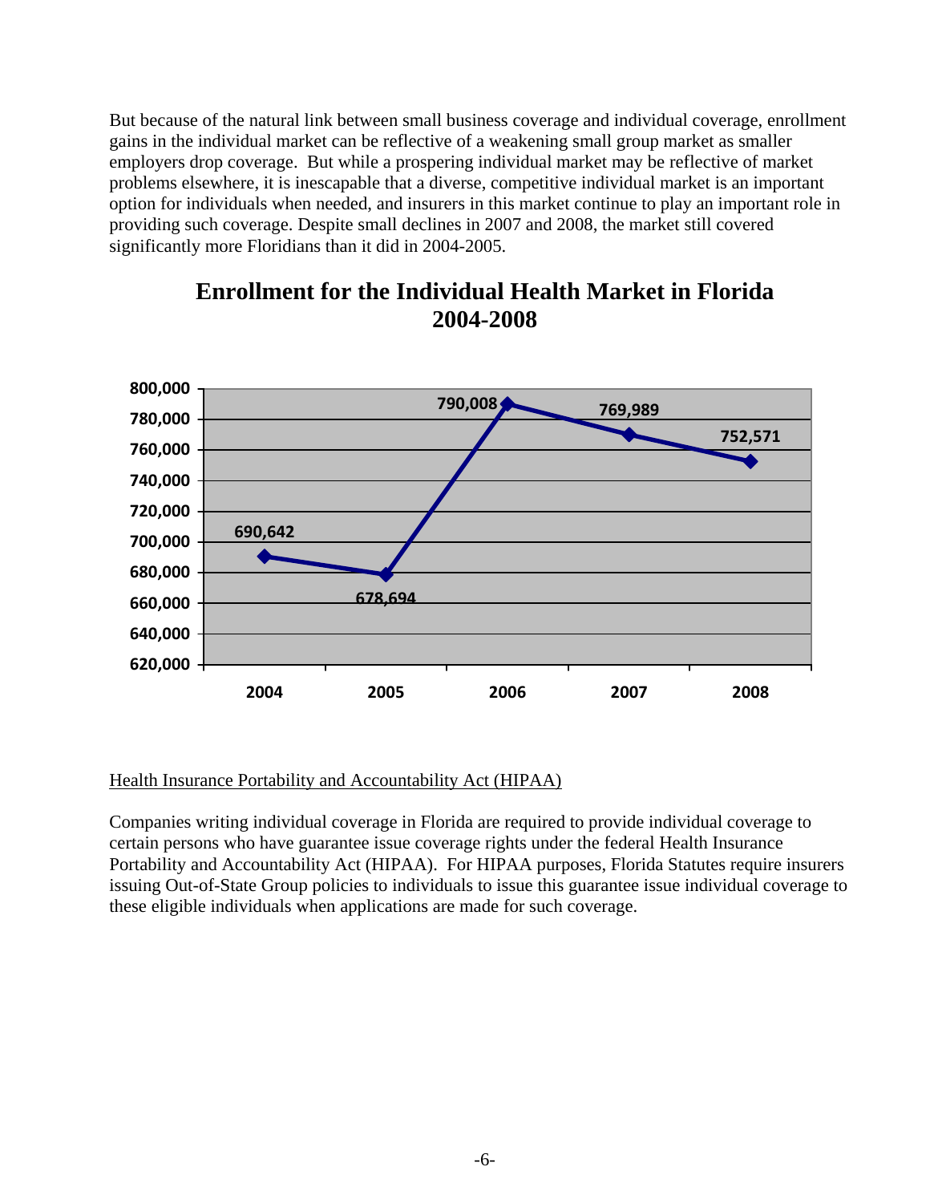But because of the natural link between small business coverage and individual coverage, enrollment gains in the individual market can be reflective of a weakening small group market as smaller employers drop coverage. But while a prospering individual market may be reflective of market problems elsewhere, it is inescapable that a diverse, competitive individual market is an important option for individuals when needed, and insurers in this market continue to play an important role in providing such coverage. Despite small declines in 2007 and 2008, the market still covered significantly more Floridians than it did in 2004-2005.

## Enrollment for the Individual Health Market in Florida 2004-2008

| Year | Enrollment |
|---|---|
| 2004 | 690,642 |
| 2005 | 678,694 |
| 2006 | 790,008 |
| 2007 | 769,989 |
| 2008 | 752,571 |

Health Insurance Portability and Accountability Act (HIPAA)

Companies writing individual coverage in Florida are required to provide individual coverage to certain persons who have guarantee issue coverage rights under the federal Health Insurance Portability and Accountability Act (HIPAA). For HIPAA purposes, Florida Statutes require insurers issuing Out-of-State Group policies to individuals to issue this guarantee issue individual coverage to these eligible individuals when applications are made for such coverage.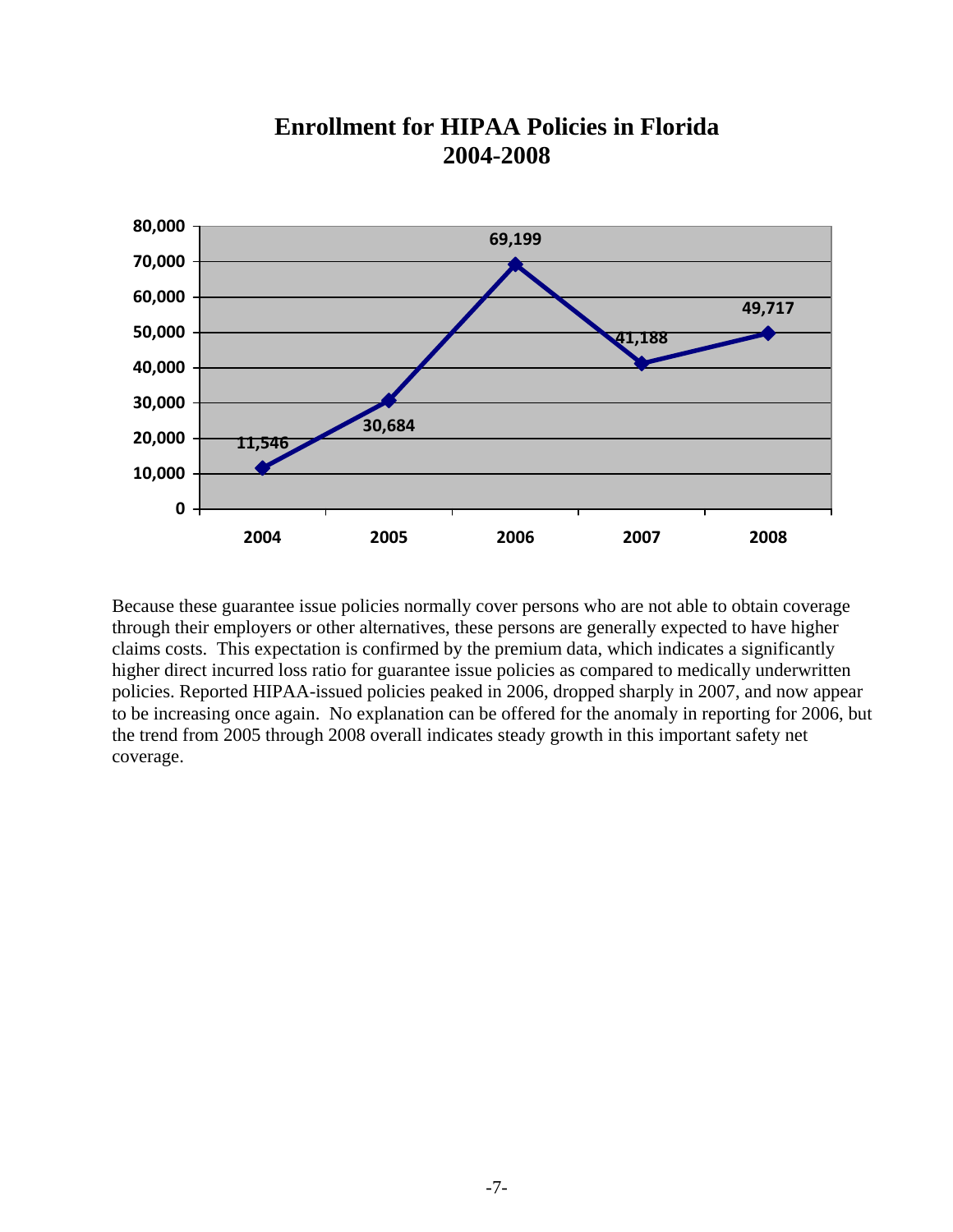# Enrollment for HIPAA Policies in Florida 2004-2008

| Year | Enrollment |
|---|---|
| 2004 | 11,546 |
| 2005 | 30,684 |
| 2006 | 69,199 |
| 2007 | 41,188 |
| 2008 | 49,717 |

Because these guarantee issue policies normally cover persons who are not able to obtain coverage through their employers or other alternatives, these persons are generally expected to have higher claims costs. This expectation is confirmed by the premium data, which indicates a significantly higher direct incurred loss ratio for guarantee issue policies as compared to medically underwritten policies. Reported HIPAA-issued policies peaked in 2006, dropped sharply in 2007, and now appear to be increasing once again. No explanation can be offered for the anomaly in reporting for 2006, but the trend from 2005 through 2008 overall indicates steady growth in this important safety net coverage.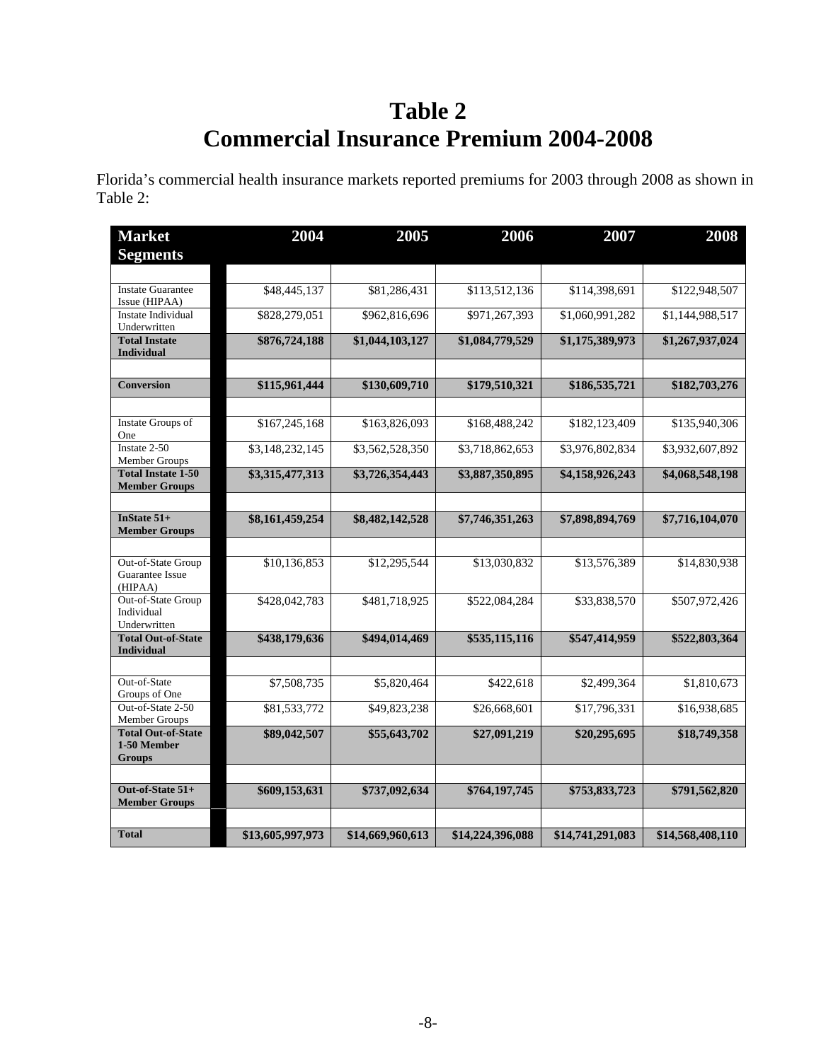# Table 2
# Commercial Insurance Premium 2004-2008

Florida's commercial health insurance markets reported premiums for 2003 through 2008 as shown in Table 2:

| Market Segments | 2004 | 2005 | 2006 | 2007 | 2008 |
|---|---|---|---|---|---|
| | | | | | |
| Instate Guarantee Issue (HIPAA) | $48,445,137 | $81,286,431 | $113,512,136 | $114,398,691 | $122,948,507 |
| Instate Individual Underwritten | $828,279,051 | $962,816,696 | $971,267,393 | $1,060,991,282 | $1,144,988,517 |
| **Total Instate Individual** | **$876,724,188** | **$1,044,103,127** | **$1,084,779,529** | **$1,175,389,973** | **$1,267,937,024** |
| | | | | | |
| **Conversion** | **$115,961,444** | **$130,609,710** | **$179,510,321** | **$186,535,721** | **$182,703,276** |
| | | | | | |
| Instate Groups of One | $167,245,168 | $163,826,093 | $168,488,242 | $182,123,409 | $135,940,306 |
| Instate 2-50 Member Groups | $3,148,232,145 | $3,562,528,350 | $3,718,862,653 | $3,976,802,834 | $3,932,607,892 |
| **Total Instate 1-50 Member Groups** | **$3,315,477,313** | **$3,726,354,443** | **$3,887,350,895** | **$4,158,926,243** | **$4,068,548,198** |
| | | | | | |
| **InState 51+ Member Groups** | **$8,161,459,254** | **$8,482,142,528** | **$7,746,351,263** | **$7,898,894,769** | **$7,716,104,070** |
| | | | | | |
| Out-of-State Group Guarantee Issue (HIPAA) | $10,136,853 | $12,295,544 | $13,030,832 | $13,576,389 | $14,830,938 |
| Out-of-State Group Individual Underwritten | $428,042,783 | $481,718,925 | $522,084,284 | $33,838,570 | $507,972,426 |
| **Total Out-of-State Individual** | **$438,179,636** | **$494,014,469** | **$535,115,116** | **$547,414,959** | **$522,803,364** |
| | | | | | |
| Out-of-State Groups of One | $7,508,735 | $5,820,464 | $422,618 | $2,499,364 | $1,810,673 |
| Out-of-State 2-50 Member Groups | $81,533,772 | $49,823,238 | $26,668,601 | $17,796,331 | $16,938,685 |
| **Total Out-of-State 1-50 Member Groups** | **$89,042,507** | **$55,643,702** | **$27,091,219** | **$20,295,695** | **$18,749,358** |
| | | | | | |
| **Out-of-State 51+ Member Groups** | **$609,153,631** | **$737,092,634** | **$764,197,745** | **$753,833,723** | **$791,562,820** |
| | | | | | |
| **Total** | **$13,605,997,973** | **$14,669,960,613** | **$14,224,396,088** | **$14,741,291,083** | **$14,568,408,110** |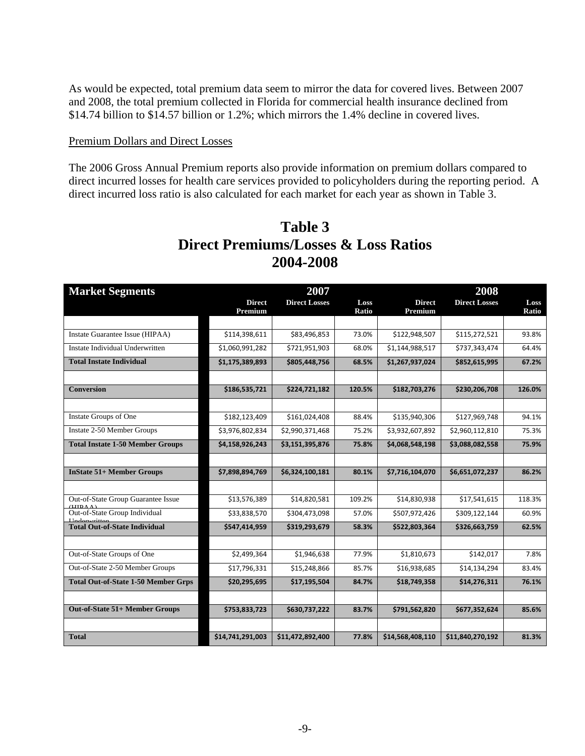As would be expected, total premium data seem to mirror the data for covered lives. Between 2007 and 2008, the total premium collected in Florida for commercial health insurance declined from $14.74 billion to $14.57 billion or 1.2%; which mirrors the 1.4% decline in covered lives.

Premium Dollars and Direct Losses

The 2006 Gross Annual Premium reports also provide information on premium dollars compared to direct incurred losses for health care services provided to policyholders during the reporting period. A direct incurred loss ratio is also calculated for each market for each year as shown in Table 3.

# Table 3
# Direct Premiums/Losses & Loss Ratios
# 2004-2008

| Market Segments | 2007 | | | 2008 | | |
|---|---|---|---|---|---|---|
| | Direct Premium | Direct Losses | Loss Ratio | Direct Premium | Direct Losses | Loss Ratio |
| | | | | | | |
| Instate Guarantee Issue (HIPAA) | $114,398,611 | $83,496,853 | 73.0% | $122,948,507 | $115,272,521 | 93.8% |
| Instate Individual Underwritten | $1,060,991,282 | $721,951,903 | 68.0% | $1,144,988,517 | $737,343,474 | 64.4% |
| **Total Instate Individual** | **$1,175,389,893** | **$805,448,756** | **68.5%** | **$1,267,937,024** | **$852,615,995** | **67.2%** |
| | | | | | | |
| **Conversion** | **$186,535,721** | **$224,721,182** | **120.5%** | **$182,703,276** | **$230,206,708** | **126.0%** |
| | | | | | | |
| Instate Groups of One | $182,123,409 | $161,024,408 | 88.4% | $135,940,306 | $127,969,748 | 94.1% |
| Instate 2-50 Member Groups | $3,976,802,834 | $2,990,371,468 | 75.2% | $3,932,607,892 | $2,960,112,810 | 75.3% |
| **Total Instate 1-50 Member Groups** | **$4,158,926,243** | **$3,151,395,876** | **75.8%** | **$4,068,548,198** | **$3,088,082,558** | **75.9%** |
| | | | | | | |
| **InState 51+ Member Groups** | **$7,898,894,769** | **$6,324,100,181** | **80.1%** | **$7,716,104,070** | **$6,651,072,237** | **86.2%** |
| | | | | | | |
| Out-of-State Group Guarantee Issue (HIPAA) | $13,576,389 | $14,820,581 | 109.2% | $14,830,938 | $17,541,615 | 118.3% |
| Out-of-State Group Individual Underwritten | $33,838,570 | $304,473,098 | 57.0% | $507,972,426 | $309,122,144 | 60.9% |
| **Total Out-of-State Individual** | **$547,414,959** | **$319,293,679** | **58.3%** | **$522,803,364** | **$326,663,759** | **62.5%** |
| | | | | | | |
| Out-of-State Groups of One | $2,499,364 | $1,946,638 | 77.9% | $1,810,673 | $142,017 | 7.8% |
| Out-of-State 2-50 Member Groups | $17,796,331 | $15,248,866 | 85.7% | $16,938,685 | $14,134,294 | 83.4% |
| **Total Out-of-State 1-50 Member Grps** | **$20,295,695** | **$17,195,504** | **84.7%** | **$18,749,358** | **$14,276,311** | **76.1%** |
| | | | | | | |
| **Out-of-State 51+ Member Groups** | **$753,833,723** | **$630,737,222** | **83.7%** | **$791,562,820** | **$677,352,624** | **85.6%** |
| | | | | | | |
| **Total** | **$14,741,291,003** | **$11,472,892,400** | **77.8%** | **$14,568,408,110** | **$11,840,270,192** | **81.3%** |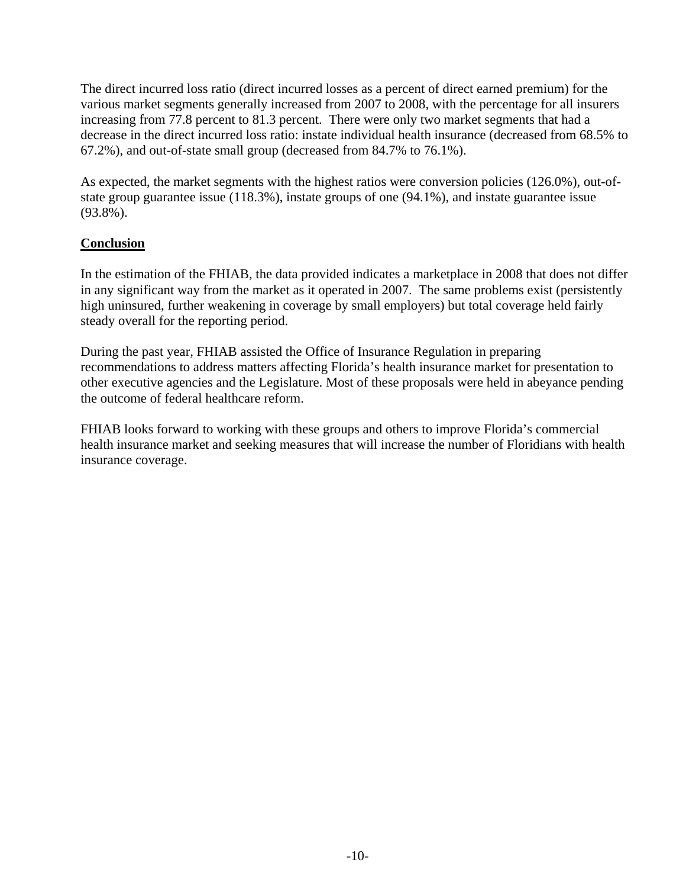The direct incurred loss ratio (direct incurred losses as a percent of direct earned premium) for the various market segments generally increased from 2007 to 2008, with the percentage for all insurers increasing from 77.8 percent to 81.3 percent. There were only two market segments that had a decrease in the direct incurred loss ratio: instate individual health insurance (decreased from 68.5% to 67.2%), and out-of-state small group (decreased from 84.7% to 76.1%).

As expected, the market segments with the highest ratios were conversion policies (126.0%), out-of-state group guarantee issue (118.3%), instate groups of one (94.1%), and instate guarantee issue (93.8%).

## Conclusion

In the estimation of the FHIAB, the data provided indicates a marketplace in 2008 that does not differ in any significant way from the market as it operated in 2007. The same problems exist (persistently high uninsured, further weakening in coverage by small employers) but total coverage held fairly steady overall for the reporting period.

During the past year, FHIAB assisted the Office of Insurance Regulation in preparing recommendations to address matters affecting Florida's health insurance market for presentation to other executive agencies and the Legislature. Most of these proposals were held in abeyance pending the outcome of federal healthcare reform.

FHIAB looks forward to working with these groups and others to improve Florida's commercial health insurance market and seeking measures that will increase the number of Floridians with health insurance coverage.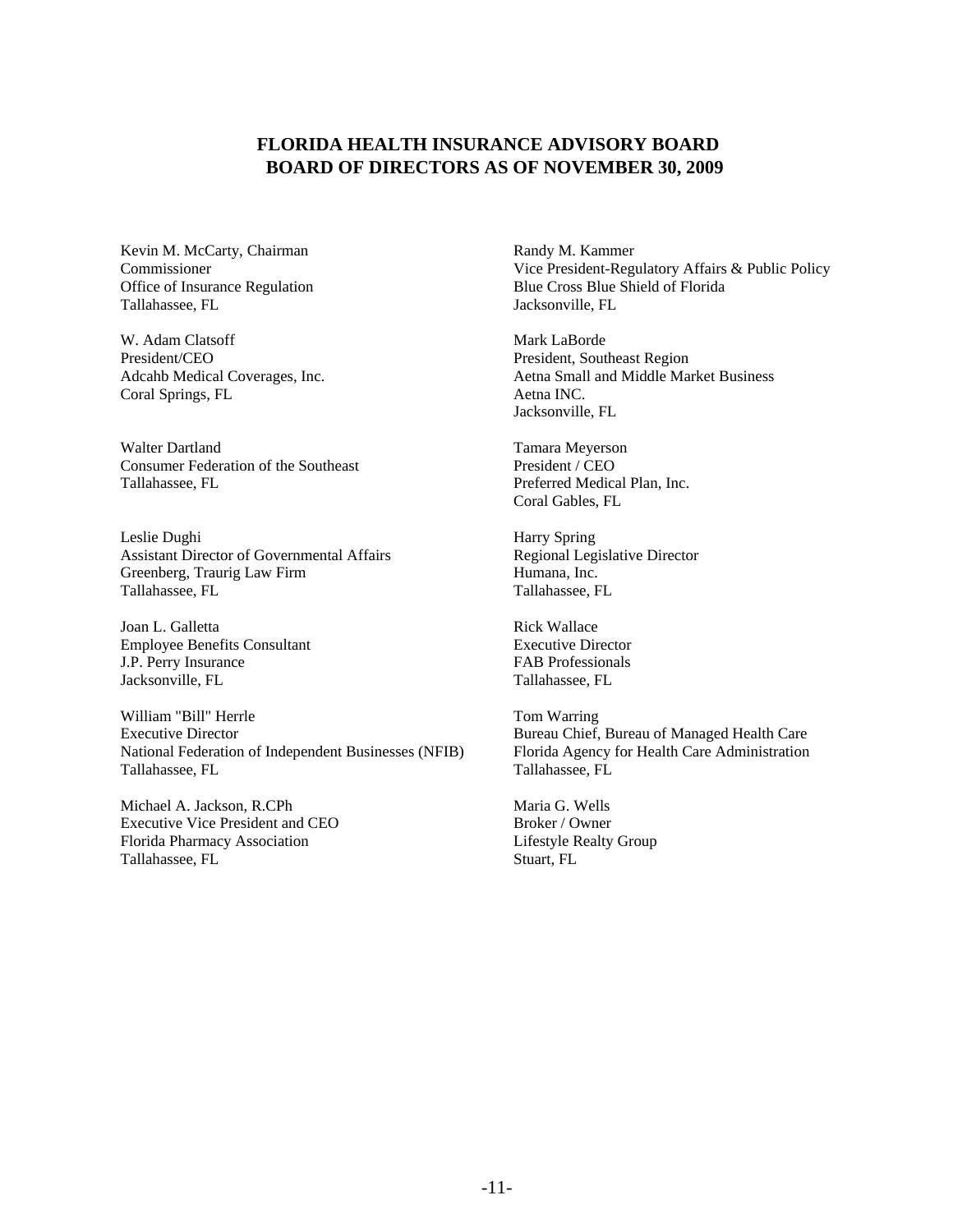# FLORIDA HEALTH INSURANCE ADVISORY BOARD
# BOARD OF DIRECTORS AS OF NOVEMBER 30, 2009

Kevin M. McCarty, Chairman
Commissioner
Office of Insurance Regulation
Tallahassee, FL

W. Adam Clatsoff
President/CEO
Adcahb Medical Coverages, Inc.
Coral Springs, FL

Walter Dartland
Consumer Federation of the Southeast
Tallahassee, FL

Leslie Dughi
Assistant Director of Governmental Affairs
Greenberg, Traurig Law Firm
Tallahassee, FL

Joan L. Galletta
Employee Benefits Consultant
J.P. Perry Insurance
Jacksonville, FL

William "Bill" Herrle
Executive Director
National Federation of Independent Businesses (NFIB)
Tallahassee, FL

Michael A. Jackson, R.CPh
Executive Vice President and CEO
Florida Pharmacy Association
Tallahassee, FL

Randy M. Kammer
Vice President-Regulatory Affairs & Public Policy
Blue Cross Blue Shield of Florida
Jacksonville, FL

Mark LaBorde
President, Southeast Region
Aetna Small and Middle Market Business
Aetna INC.
Jacksonville, FL

Tamara Meyerson
President / CEO
Preferred Medical Plan, Inc.
Coral Gables, FL

Harry Spring
Regional Legislative Director
Humana, Inc.
Tallahassee, FL

Rick Wallace
Executive Director
FAB Professionals
Tallahassee, FL

Tom Warring
Bureau Chief, Bureau of Managed Health Care
Florida Agency for Health Care Administration
Tallahassee, FL

Maria G. Wells
Broker / Owner
Lifestyle Realty Group
Stuart, FL